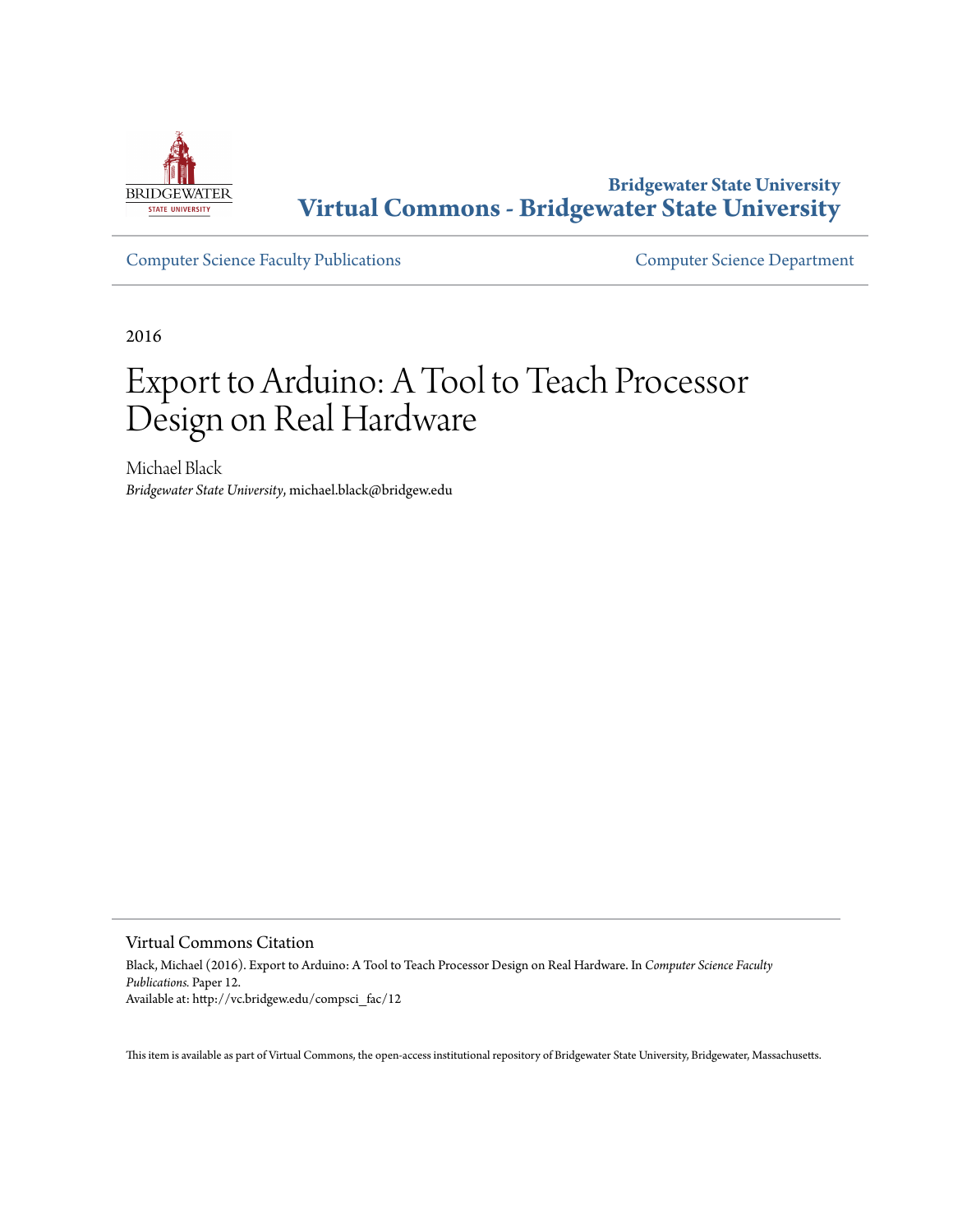Bridgewater State University
**Virtual Commons - Bridgewater State University**

Computer Science Faculty Publications | Computer Science Department

2016

# Export to Arduino: A Tool to Teach Processor Design on Real Hardware

Michael Black
*Bridgewater State University*, michael.black@bridgew.edu

## Virtual Commons Citation

Black, Michael (2016). Export to Arduino: A Tool to Teach Processor Design on Real Hardware. In *Computer Science Faculty Publications.* Paper 12.
Available at: http://vc.bridgew.edu/compsci_fac/12

This item is available as part of Virtual Commons, the open-access institutional repository of Bridgewater State University, Bridgewater, Massachusetts.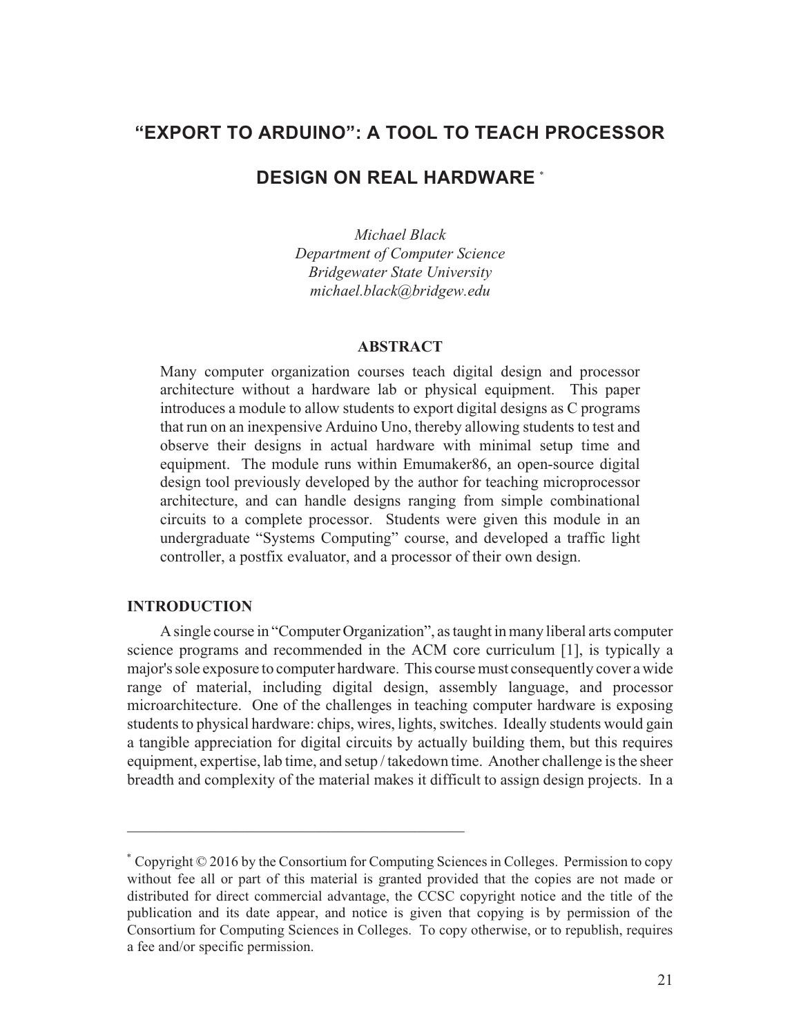# "EXPORT TO ARDUINO": A TOOL TO TEACH PROCESSOR DESIGN ON REAL HARDWARE *

*Michael Black*
*Department of Computer Science*
*Bridgewater State University*
*michael.black@bridgew.edu*

## ABSTRACT

Many computer organization courses teach digital design and processor architecture without a hardware lab or physical equipment. This paper introduces a module to allow students to export digital designs as C programs that run on an inexpensive Arduino Uno, thereby allowing students to test and observe their designs in actual hardware with minimal setup time and equipment. The module runs within Emumaker86, an open-source digital design tool previously developed by the author for teaching microprocessor architecture, and can handle designs ranging from simple combinational circuits to a complete processor. Students were given this module in an undergraduate "Systems Computing" course, and developed a traffic light controller, a postfix evaluator, and a processor of their own design.

## INTRODUCTION

A single course in "Computer Organization", as taught in many liberal arts computer science programs and recommended in the ACM core curriculum [1], is typically a major's sole exposure to computer hardware. This course must consequently cover a wide range of material, including digital design, assembly language, and processor microarchitecture. One of the challenges in teaching computer hardware is exposing students to physical hardware: chips, wires, lights, switches. Ideally students would gain a tangible appreciation for digital circuits by actually building them, but this requires equipment, expertise, lab time, and setup / takedown time. Another challenge is the sheer breadth and complexity of the material makes it difficult to assign design projects. In a

---

* Copyright © 2016 by the Consortium for Computing Sciences in Colleges. Permission to copy without fee all or part of this material is granted provided that the copies are not made or distributed for direct commercial advantage, the CCSC copyright notice and the title of the publication and its date appear, and notice is given that copying is by permission of the Consortium for Computing Sciences in Colleges. To copy otherwise, or to republish, requires a fee and/or specific permission.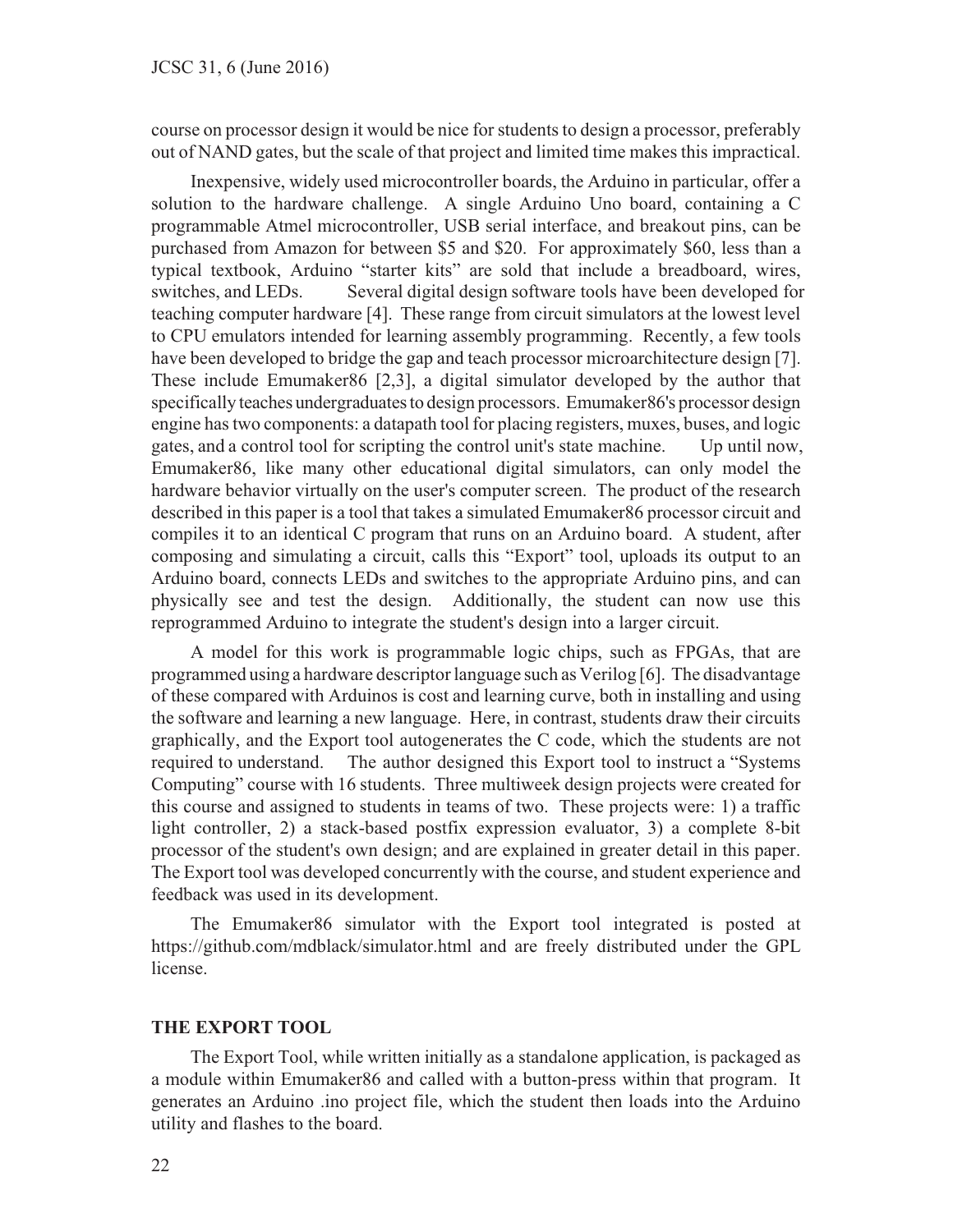course on processor design it would be nice for students to design a processor, preferably out of NAND gates, but the scale of that project and limited time makes this impractical.

Inexpensive, widely used microcontroller boards, the Arduino in particular, offer a solution to the hardware challenge. A single Arduino Uno board, containing a C programmable Atmel microcontroller, USB serial interface, and breakout pins, can be purchased from Amazon for between $5 and $20. For approximately $60, less than a typical textbook, Arduino "starter kits" are sold that include a breadboard, wires, switches, and LEDs. Several digital design software tools have been developed for teaching computer hardware [4]. These range from circuit simulators at the lowest level to CPU emulators intended for learning assembly programming. Recently, a few tools have been developed to bridge the gap and teach processor microarchitecture design [7]. These include Emumaker86 [2,3], a digital simulator developed by the author that specifically teaches undergraduates to design processors. Emumaker86's processor design engine has two components: a datapath tool for placing registers, muxes, buses, and logic gates, and a control tool for scripting the control unit's state machine. Up until now, Emumaker86, like many other educational digital simulators, can only model the hardware behavior virtually on the user's computer screen. The product of the research described in this paper is a tool that takes a simulated Emumaker86 processor circuit and compiles it to an identical C program that runs on an Arduino board. A student, after composing and simulating a circuit, calls this "Export" tool, uploads its output to an Arduino board, connects LEDs and switches to the appropriate Arduino pins, and can physically see and test the design. Additionally, the student can now use this reprogrammed Arduino to integrate the student's design into a larger circuit.

A model for this work is programmable logic chips, such as FPGAs, that are programmed using a hardware descriptor language such as Verilog [6]. The disadvantage of these compared with Arduinos is cost and learning curve, both in installing and using the software and learning a new language. Here, in contrast, students draw their circuits graphically, and the Export tool autogenerates the C code, which the students are not required to understand. The author designed this Export tool to instruct a "Systems Computing" course with 16 students. Three multiweek design projects were created for this course and assigned to students in teams of two. These projects were: 1) a traffic light controller, 2) a stack-based postfix expression evaluator, 3) a complete 8-bit processor of the student's own design; and are explained in greater detail in this paper. The Export tool was developed concurrently with the course, and student experience and feedback was used in its development.

The Emumaker86 simulator with the Export tool integrated is posted at https://github.com/mdblack/simulator.html and are freely distributed under the GPL license.

## THE EXPORT TOOL

The Export Tool, while written initially as a standalone application, is packaged as a module within Emumaker86 and called with a button-press within that program. It generates an Arduino .ino project file, which the student then loads into the Arduino utility and flashes to the board.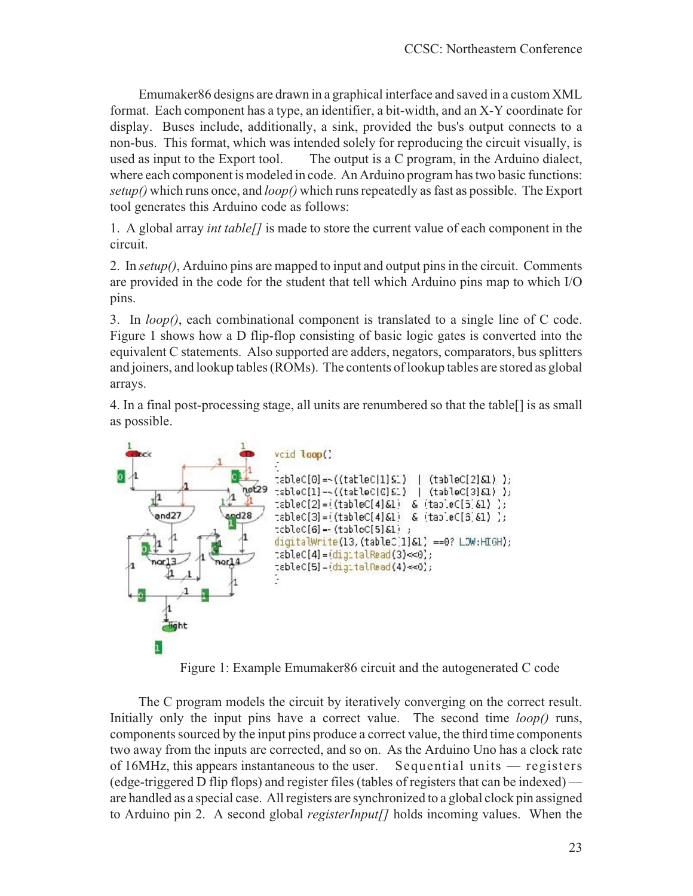Emumaker86 designs are drawn in a graphical interface and saved in a custom XML format. Each component has a type, an identifier, a bit-width, and an X-Y coordinate for display. Buses include, additionally, a sink, provided the bus's output connects to a non-bus. This format, which was intended solely for reproducing the circuit visually, is used as input to the Export tool. The output is a C program, in the Arduino dialect, where each component is modeled in code. An Arduino program has two basic functions: *setup()* which runs once, and *loop()* which runs repeatedly as fast as possible. The Export tool generates this Arduino code as follows:

1. A global array *int table[]* is made to store the current value of each component in the circuit.

2. In *setup()*, Arduino pins are mapped to input and output pins in the circuit. Comments are provided in the code for the student that tell which Arduino pins map to which I/O pins.

3. In *loop()*, each combinational component is translated to a single line of C code. Figure 1 shows how a D flip-flop consisting of basic logic gates is converted into the equivalent C statements. Also supported are adders, negators, comparators, bus splitters and joiners, and lookup tables (ROMs). The contents of lookup tables are stored as global arrays.

4. In a final post-processing stage, all units are renumbered so that the table[] is as small as possible.

```
void loop(){
tableC[0]=~((tableC[1]&1) | (tableC[2]&1) );
tableC[1]=~((tableC[0]&1) | (tableC[3]&1) );
tableC[2]=((tableC[4]&1) & (tableC[5]&1) );
tableC[3]=((tableC[4]&1) & (tableC[6]&1) );
tableC[6]=~(tableC[5]&1) ;
digitalWrite(13,(tableC[1]&1)==0? LOW:HIGH);
tableC[4]=(digitalRead(3)<<0);
tableC[5]=(digitalRead(4)<<0);
}
```

Figure 1: Example Emumaker86 circuit and the autogenerated C code

The C program models the circuit by iteratively converging on the correct result. Initially only the input pins have a correct value. The second time *loop()* runs, components sourced by the input pins produce a correct value, the third time components two away from the inputs are corrected, and so on. As the Arduino Uno has a clock rate of 16MHz, this appears instantaneous to the user. Sequential units — registers (edge-triggered D flip flops) and register files (tables of registers that can be indexed) — are handled as a special case. All registers are synchronized to a global clock pin assigned to Arduino pin 2. A second global *registerInput[]* holds incoming values. When the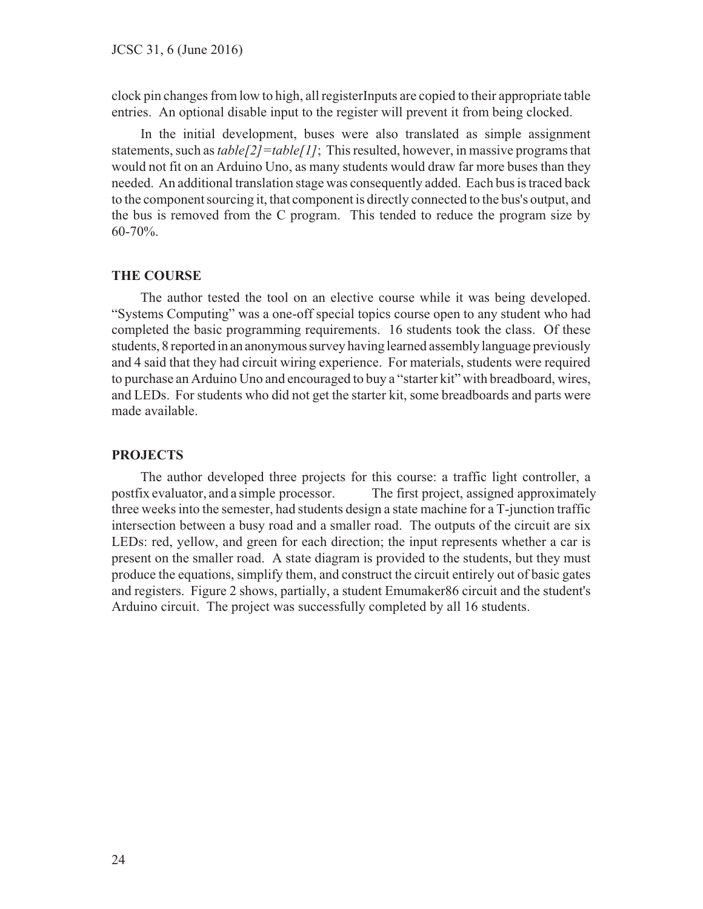clock pin changes from low to high, all registerInputs are copied to their appropriate table entries. An optional disable input to the register will prevent it from being clocked.

In the initial development, buses were also translated as simple assignment statements, such as *table[2]=table[1]*; This resulted, however, in massive programs that would not fit on an Arduino Uno, as many students would draw far more buses than they needed. An additional translation stage was consequently added. Each bus is traced back to the component sourcing it, that component is directly connected to the bus's output, and the bus is removed from the C program. This tended to reduce the program size by 60-70%.

## THE COURSE

The author tested the tool on an elective course while it was being developed. "Systems Computing" was a one-off special topics course open to any student who had completed the basic programming requirements. 16 students took the class. Of these students, 8 reported in an anonymous survey having learned assembly language previously and 4 said that they had circuit wiring experience. For materials, students were required to purchase an Arduino Uno and encouraged to buy a "starter kit" with breadboard, wires, and LEDs. For students who did not get the starter kit, some breadboards and parts were made available.

## PROJECTS

The author developed three projects for this course: a traffic light controller, a postfix evaluator, and a simple processor. The first project, assigned approximately three weeks into the semester, had students design a state machine for a T-junction traffic intersection between a busy road and a smaller road. The outputs of the circuit are six LEDs: red, yellow, and green for each direction; the input represents whether a car is present on the smaller road. A state diagram is provided to the students, but they must produce the equations, simplify them, and construct the circuit entirely out of basic gates and registers. Figure 2 shows, partially, a student Emumaker86 circuit and the student's Arduino circuit. The project was successfully completed by all 16 students.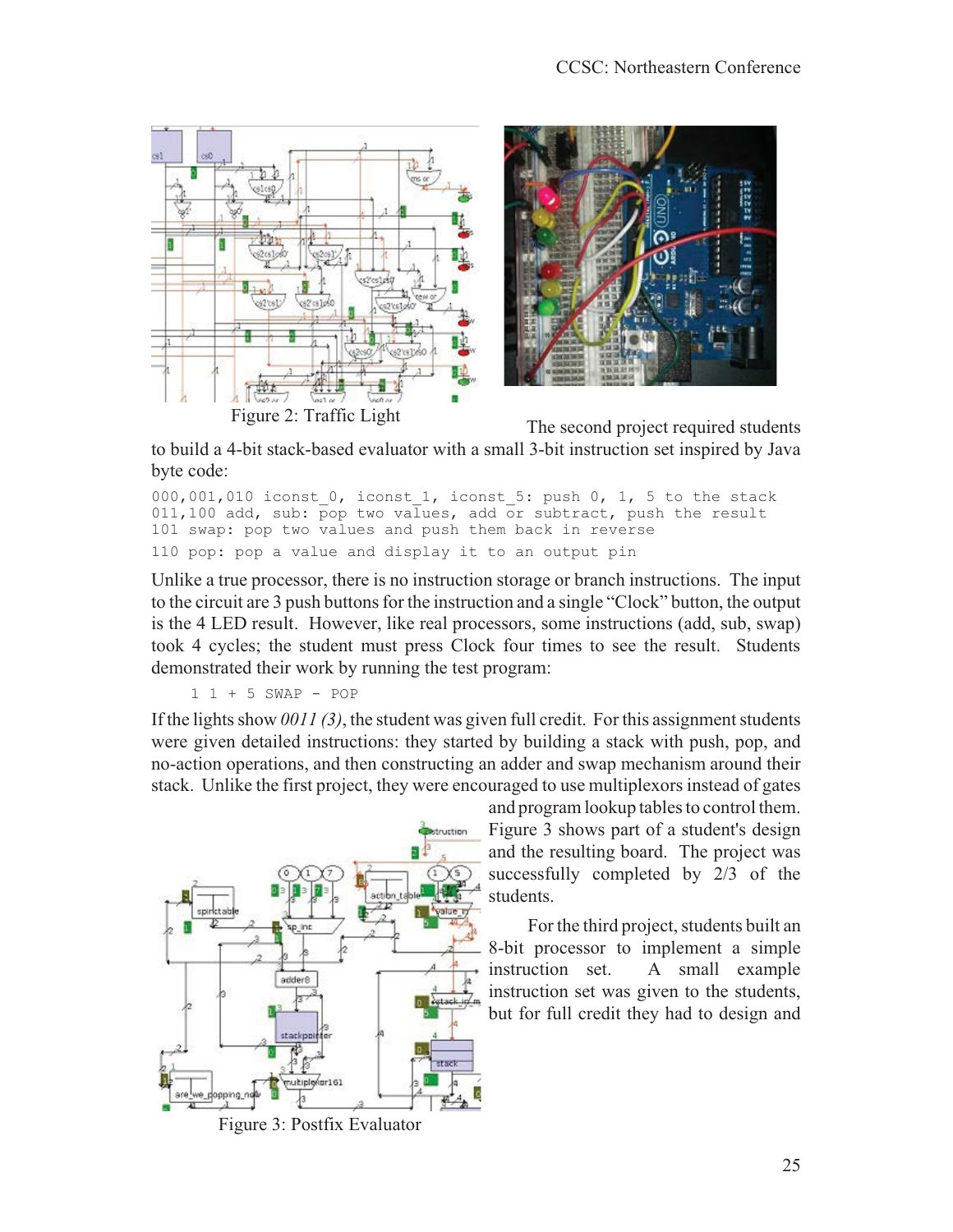Figure 2: Traffic Light

The second project required students to build a 4-bit stack-based evaluator with a small 3-bit instruction set inspired by Java byte code:

```
000,001,010 iconst_0, iconst_1, iconst_5: push 0, 1, 5 to the stack
011,100 add, sub: pop two values, add or subtract, push the result
101 swap: pop two values and push them back in reverse
110 pop: pop a value and display it to an output pin
```

Unlike a true processor, there is no instruction storage or branch instructions. The input to the circuit are 3 push buttons for the instruction and a single "Clock" button, the output is the 4 LED result. However, like real processors, some instructions (add, sub, swap) took 4 cycles; the student must press Clock four times to see the result. Students demonstrated their work by running the test program:

```
1 1 + 5 SWAP - POP
```

If the lights show *0011 (3)*, the student was given full credit. For this assignment students were given detailed instructions: they started by building a stack with push, pop, and no-action operations, and then constructing an adder and swap mechanism around their stack. Unlike the first project, they were encouraged to use multiplexors instead of gates and program lookup tables to control them. Figure 3 shows part of a student's design and the resulting board. The project was successfully completed by 2/3 of the students.

Figure 3: Postfix Evaluator

For the third project, students built an 8-bit processor to implement a simple instruction set. A small example instruction set was given to the students, but for full credit they had to design and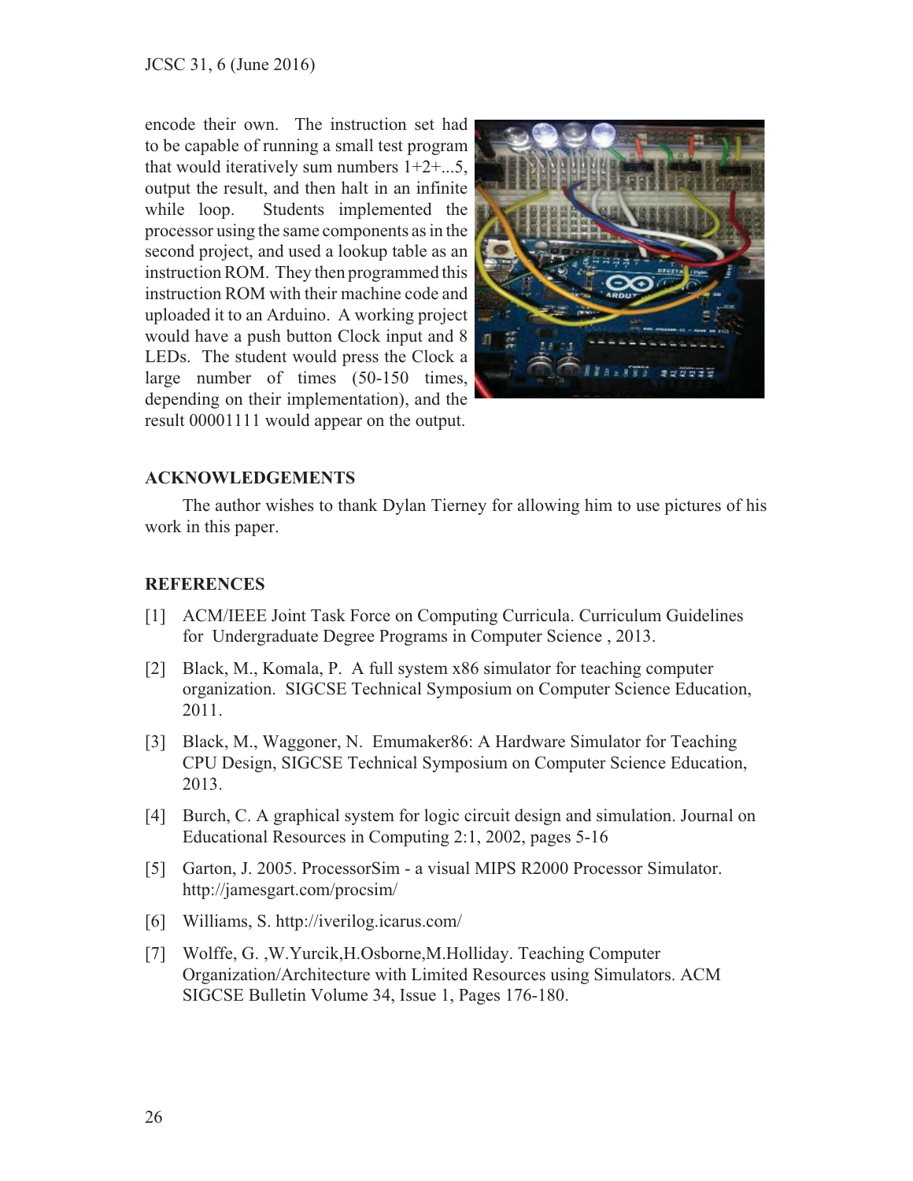encode their own. The instruction set had to be capable of running a small test program that would iteratively sum numbers 1+2+...5, output the result, and then halt in an infinite while loop. Students implemented the processor using the same components as in the second project, and used a lookup table as an instruction ROM. They then programmed this instruction ROM with their machine code and uploaded it to an Arduino. A working project would have a push button Clock input and 8 LEDs. The student would press the Clock a large number of times (50-150 times, depending on their implementation), and the result 00001111 would appear on the output.

## ACKNOWLEDGEMENTS

The author wishes to thank Dylan Tierney for allowing him to use pictures of his work in this paper.

## REFERENCES

[1] ACM/IEEE Joint Task Force on Computing Curricula. Curriculum Guidelines for Undergraduate Degree Programs in Computer Science , 2013.

[2] Black, M., Komala, P. A full system x86 simulator for teaching computer organization. SIGCSE Technical Symposium on Computer Science Education, 2011.

[3] Black, M., Waggoner, N. Emumaker86: A Hardware Simulator for Teaching CPU Design, SIGCSE Technical Symposium on Computer Science Education, 2013.

[4] Burch, C. A graphical system for logic circuit design and simulation. Journal on Educational Resources in Computing 2:1, 2002, pages 5-16

[5] Garton, J. 2005. ProcessorSim - a visual MIPS R2000 Processor Simulator. http://jamesgart.com/procsim/

[6] Williams, S. http://iverilog.icarus.com/

[7] Wolffe, G. ,W.Yurcik,H.Osborne,M.Holliday. Teaching Computer Organization/Architecture with Limited Resources using Simulators. ACM SIGCSE Bulletin Volume 34, Issue 1, Pages 176-180.